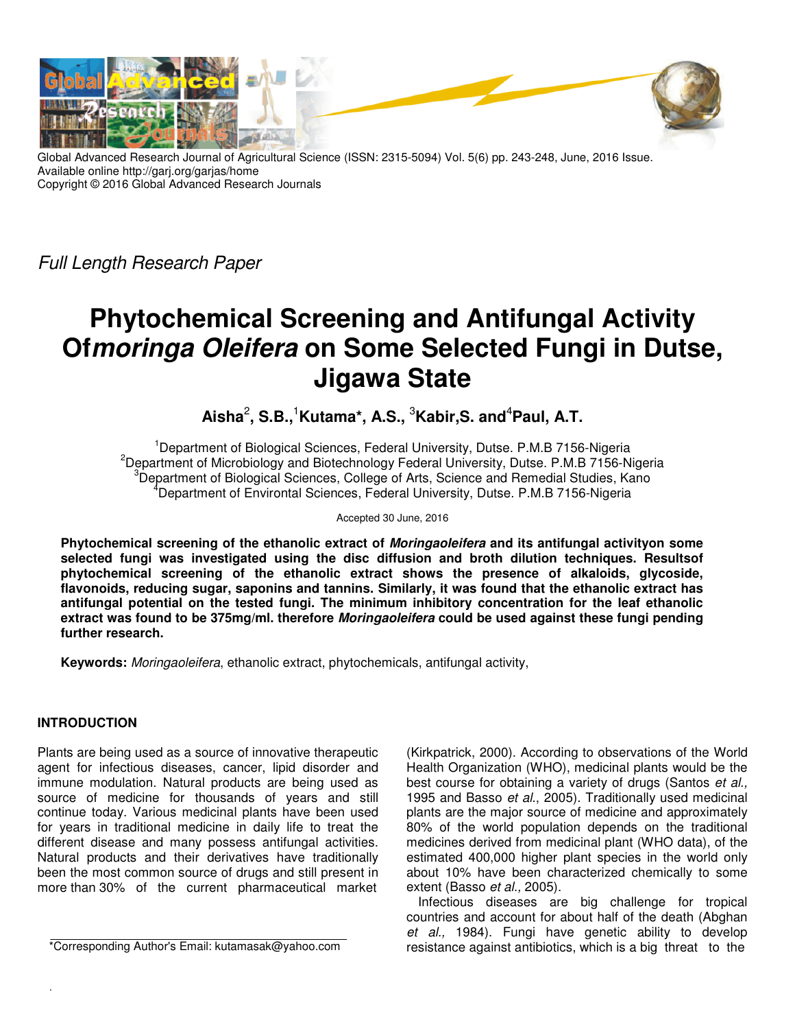Global Advanced Research Journal of Agricultural Science (ISSN: 2315-5094) Vol. 5(6) pp. 243-248, June, 2016 Issue.
Available online http://garj.org/garjas/home
Copyright © 2016 Global Advanced Research Journals

*Full Length Research Paper*

# Phytochemical Screening and Antifungal Activity Of*moringa Oleifera* on Some Selected Fungi in Dutse, Jigawa State

**Aisha[2], S.B.,[1]Kutama*, A.S., [3]Kabir,S. and[4]Paul, A.T.**

[1]Department of Biological Sciences, Federal University, Dutse. P.M.B 7156-Nigeria
[2]Department of Microbiology and Biotechnology Federal University, Dutse. P.M.B 7156-Nigeria
[3]Department of Biological Sciences, College of Arts, Science and Remedial Studies, Kano
[4]Department of Environtal Sciences, Federal University, Dutse. P.M.B 7156-Nigeria

Accepted 30 June, 2016

**Phytochemical screening of the ethanolic extract of *Moringaoleifera* and its antifungal activityon some selected fungi was investigated using the disc diffusion and broth dilution techniques. Resultsof phytochemical screening of the ethanolic extract shows the presence of alkaloids, glycoside, flavonoids, reducing sugar, saponins and tannins. Similarly, it was found that the ethanolic extract has antifungal potential on the tested fungi. The minimum inhibitory concentration for the leaf ethanolic extract was found to be 375mg/ml. therefore *Moringaoleifera* could be used against these fungi pending further research.**

**Keywords:** *Moringaoleifera*, ethanolic extract, phytochemicals, antifungal activity,

## INTRODUCTION

Plants are being used as a source of innovative therapeutic agent for infectious diseases, cancer, lipid disorder and immune modulation. Natural products are being used as source of medicine for thousands of years and still continue today. Various medicinal plants have been used for years in traditional medicine in daily life to treat the different disease and many possess antifungal activities. Natural products and their derivatives have traditionally been the most common source of drugs and still present in more than 30% of the current pharmaceutical market (Kirkpatrick, 2000). According to observations of the World Health Organization (WHO), medicinal plants would be the best course for obtaining a variety of drugs (Santos *et al.,* 1995 and Basso *et al*., 2005). Traditionally used medicinal plants are the major source of medicine and approximately 80% of the world population depends on the traditional medicines derived from medicinal plant (WHO data), of the estimated 400,000 higher plant species in the world only about 10% have been characterized chemically to some extent (Basso *et al.,* 2005).

Infectious diseases are big challenge for tropical countries and account for about half of the death (Abghan *et al.,* 1984). Fungi have genetic ability to develop resistance against antibiotics, which is a big threat to the

*Corresponding Author's Email: kutamasak@yahoo.com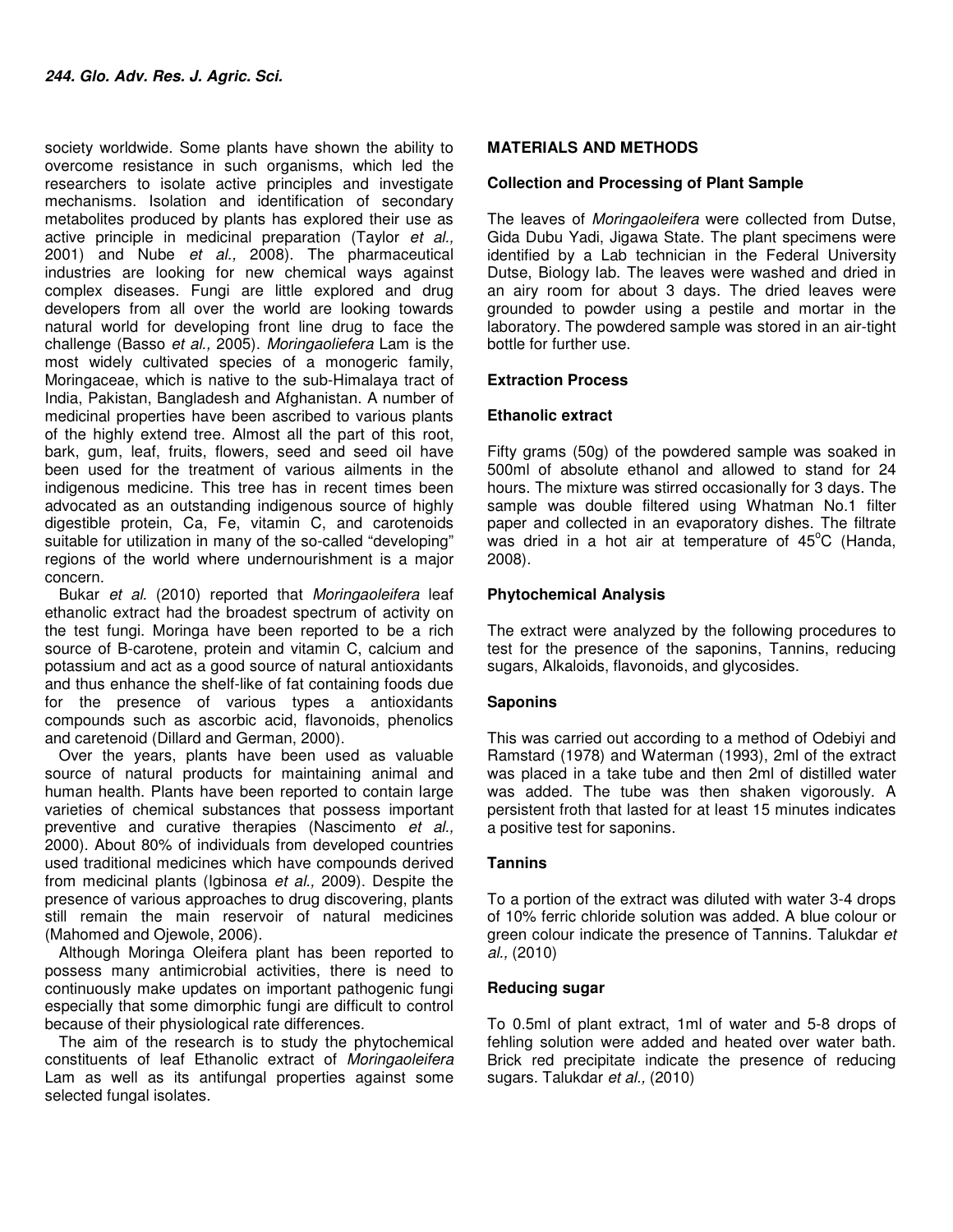society worldwide. Some plants have shown the ability to overcome resistance in such organisms, which led the researchers to isolate active principles and investigate mechanisms. Isolation and identification of secondary metabolites produced by plants has explored their use as active principle in medicinal preparation (Taylor *et al.,* 2001) and Nube *et al.,* 2008). The pharmaceutical industries are looking for new chemical ways against complex diseases. Fungi are little explored and drug developers from all over the world are looking towards natural world for developing front line drug to face the challenge (Basso *et al.,* 2005). *Moringaoliefera* Lam is the most widely cultivated species of a monogeric family, Moringaceae, which is native to the sub-Himalaya tract of India, Pakistan, Bangladesh and Afghanistan. A number of medicinal properties have been ascribed to various plants of the highly extend tree. Almost all the part of this root, bark, gum, leaf, fruits, flowers, seed and seed oil have been used for the treatment of various ailments in the indigenous medicine. This tree has in recent times been advocated as an outstanding indigenous source of highly digestible protein, Ca, Fe, vitamin C, and carotenoids suitable for utilization in many of the so-called "developing" regions of the world where undernourishment is a major concern.

Bukar *et al.* (2010) reported that *Moringaoleifera* leaf ethanolic extract had the broadest spectrum of activity on the test fungi. Moringa have been reported to be a rich source of B-carotene, protein and vitamin C, calcium and potassium and act as a good source of natural antioxidants and thus enhance the shelf-like of fat containing foods due for the presence of various types a antioxidants compounds such as ascorbic acid, flavonoids, phenolics and caretenoid (Dillard and German, 2000).

Over the years, plants have been used as valuable source of natural products for maintaining animal and human health. Plants have been reported to contain large varieties of chemical substances that possess important preventive and curative therapies (Nascimento *et al.,* 2000). About 80% of individuals from developed countries used traditional medicines which have compounds derived from medicinal plants (Igbinosa *et al.,* 2009). Despite the presence of various approaches to drug discovering, plants still remain the main reservoir of natural medicines (Mahomed and Ojewole, 2006).

Although Moringa Oleifera plant has been reported to possess many antimicrobial activities, there is need to continuously make updates on important pathogenic fungi especially that some dimorphic fungi are difficult to control because of their physiological rate differences.

The aim of the research is to study the phytochemical constituents of leaf Ethanolic extract of *Moringaoleifera* Lam as well as its antifungal properties against some selected fungal isolates.

## MATERIALS AND METHODS

### Collection and Processing of Plant Sample

The leaves of *Moringaoleifera* were collected from Dutse, Gida Dubu Yadi, Jigawa State. The plant specimens were identified by a Lab technician in the Federal University Dutse, Biology lab. The leaves were washed and dried in an airy room for about 3 days. The dried leaves were grounded to powder using a pestile and mortar in the laboratory. The powdered sample was stored in an air-tight bottle for further use.

### Extraction Process

### Ethanolic extract

Fifty grams (50g) of the powdered sample was soaked in 500ml of absolute ethanol and allowed to stand for 24 hours. The mixture was stirred occasionally for 3 days. The sample was double filtered using Whatman No.1 filter paper and collected in an evaporatory dishes. The filtrate was dried in a hot air at temperature of 45°C (Handa, 2008).

### Phytochemical Analysis

The extract were analyzed by the following procedures to test for the presence of the saponins, Tannins, reducing sugars, Alkaloids, flavonoids, and glycosides.

### Saponins

This was carried out according to a method of Odebiyi and Ramstard (1978) and Waterman (1993), 2ml of the extract was placed in a take tube and then 2ml of distilled water was added. The tube was then shaken vigorously. A persistent froth that lasted for at least 15 minutes indicates a positive test for saponins.

### Tannins

To a portion of the extract was diluted with water 3-4 drops of 10% ferric chloride solution was added. A blue colour or green colour indicate the presence of Tannins. Talukdar *et al.,* (2010)

### Reducing sugar

To 0.5ml of plant extract, 1ml of water and 5-8 drops of fehling solution were added and heated over water bath. Brick red precipitate indicate the presence of reducing sugars. Talukdar *et al.,* (2010)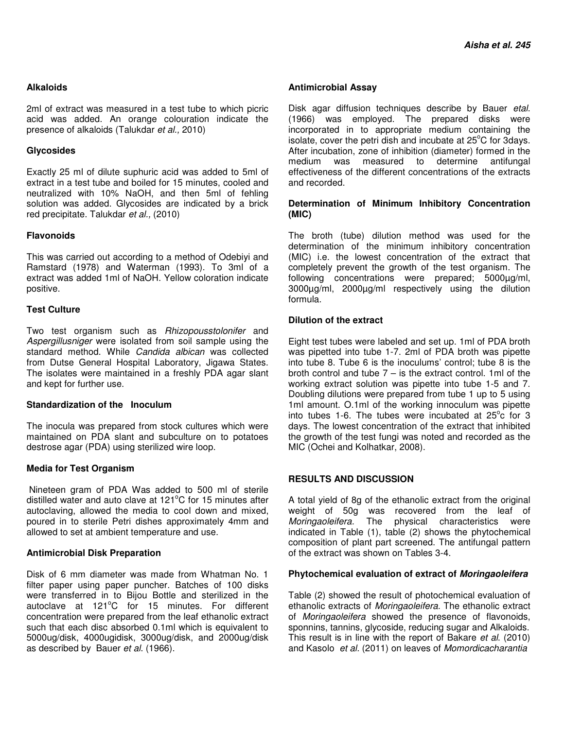**Alkaloids**

2ml of extract was measured in a test tube to which picric acid was added. An orange colouration indicate the presence of alkaloids (Talukdar *et al.,* 2010)

**Glycosides**

Exactly 25 ml of dilute suphuric acid was added to 5ml of extract in a test tube and boiled for 15 minutes, cooled and neutralized with 10% NaOH, and then 5ml of fehling solution was added. Glycosides are indicated by a brick red precipitate. Talukdar *et al.,* (2010)

**Flavonoids**

This was carried out according to a method of Odebiyi and Ramstard (1978) and Waterman (1993). To 3ml of a extract was added 1ml of NaOH. Yellow coloration indicate positive.

**Test Culture**

Two test organism such as *Rhizopousstolonifer* and *Aspergillusniger* were isolated from soil sample using the standard method. While *Candida albican* was collected from Dutse General Hospital Laboratory, Jigawa States. The isolates were maintained in a freshly PDA agar slant and kept for further use.

**Standardization of the Inoculum**

The inocula was prepared from stock cultures which were maintained on PDA slant and subculture on to potatoes destrose agar (PDA) using sterilized wire loop.

**Media for Test Organism**

Nineteen gram of PDA Was added to 500 ml of sterile distilled water and auto clave at 121°C for 15 minutes after autoclaving, allowed the media to cool down and mixed, poured in to sterile Petri dishes approximately 4mm and allowed to set at ambient temperature and use.

**Antimicrobial Disk Preparation**

Disk of 6 mm diameter was made from Whatman No. 1 filter paper using paper puncher. Batches of 100 disks were transferred in to Bijou Bottle and sterilized in the autoclave at 121°C for 15 minutes. For different concentration were prepared from the leaf ethanolic extract such that each disc absorbed 0.1ml which is equivalent to 5000ug/disk, 4000ugidisk, 3000ug/disk, and 2000ug/disk as described by Bauer *et al.* (1966).

**Antimicrobial Assay**

Disk agar diffusion techniques describe by Bauer *etal.* (1966) was employed. The prepared disks were incorporated in to appropriate medium containing the isolate, cover the petri dish and incubate at 25°C for 3days. After incubation, zone of inhibition (diameter) formed in the medium was measured to determine antifungal effectiveness of the different concentrations of the extracts and recorded.

**Determination of Minimum Inhibitory Concentration (MIC)**

The broth (tube) dilution method was used for the determination of the minimum inhibitory concentration (MIC) i.e. the lowest concentration of the extract that completely prevent the growth of the test organism. The following concentrations were prepared; 5000µg/ml, 3000µg/ml, 2000µg/ml respectively using the dilution formula.

**Dilution of the extract**

Eight test tubes were labeled and set up. 1ml of PDA broth was pipetted into tube 1-7. 2ml of PDA broth was pipette into tube 8. Tube 6 is the inoculums' control; tube 8 is the broth control and tube 7 – is the extract control. 1ml of the working extract solution was pipette into tube 1-5 and 7. Doubling dilutions were prepared from tube 1 up to 5 using 1ml amount. O.1ml of the working innoculum was pipette into tubes 1-6. The tubes were incubated at 25°c for 3 days. The lowest concentration of the extract that inhibited the growth of the test fungi was noted and recorded as the MIC (Ochei and Kolhatkar, 2008).

## RESULTS AND DISCUSSION

A total yield of 8g of the ethanolic extract from the original weight of 50g was recovered from the leaf of *Moringaoleifera*. The physical characteristics were indicated in Table (1), table (2) shows the phytochemical composition of plant part screened. The antifungal pattern of the extract was shown on Tables 3-4.

**Phytochemical evaluation of extract of *Moringaoleifera***

Table (2) showed the result of photochemical evaluation of ethanolic extracts of *Moringaoleifera.* The ethanolic extract of *Moringaoleifera* showed the presence of flavonoids, sponnins, tannins, glycoside, reducing sugar and Alkaloids. This result is in line with the report of Bakare *et al.* (2010) and Kasolo *et al.* (2011) on leaves of *Momordicacharantia*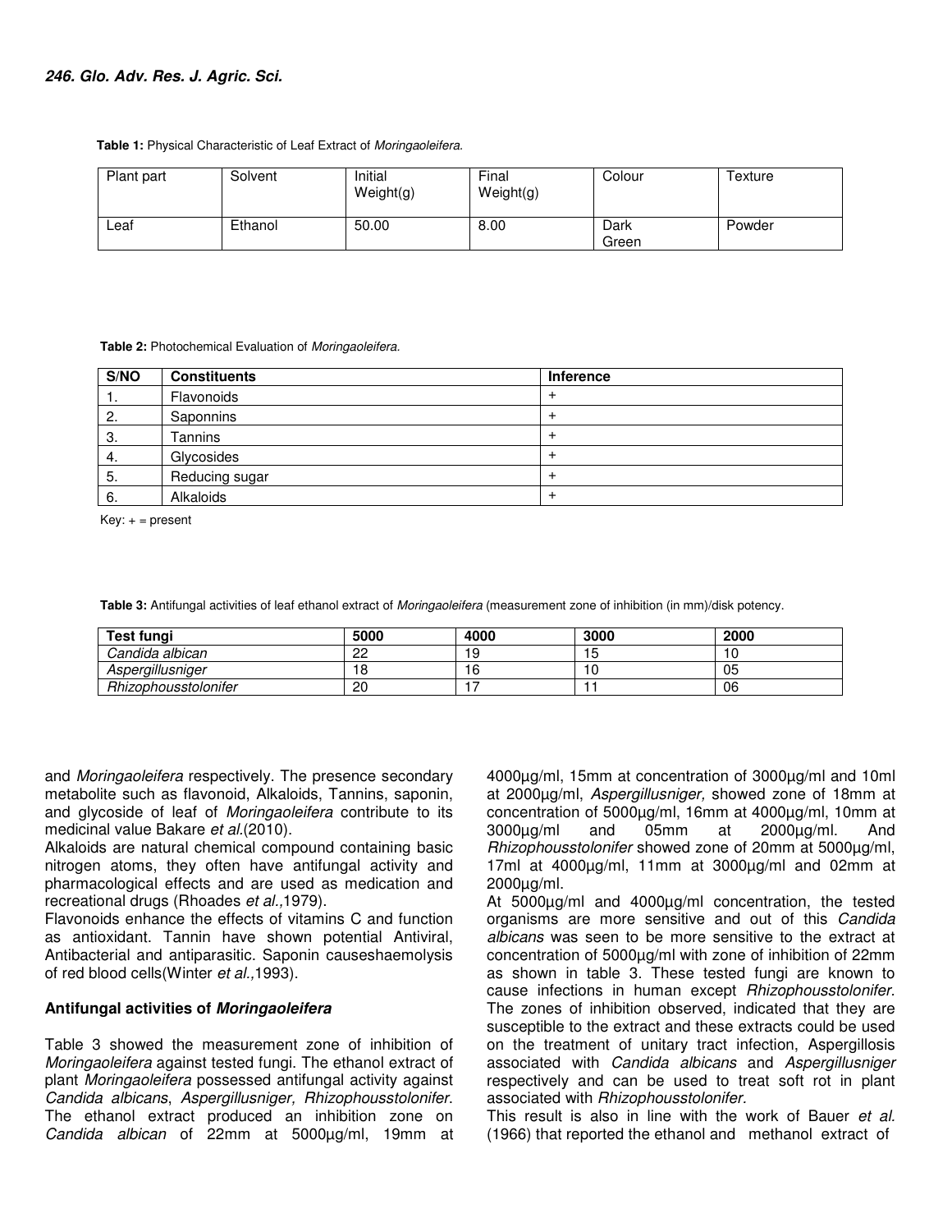**Table 1:** Physical Characteristic of Leaf Extract of *Moringaoleifera*.

| Plant part | Solvent | Initial Weight(g) | Final Weight(g) | Colour | Texture |
|---|---|---|---|---|---|
| Leaf | Ethanol | 50.00 | 8.00 | Dark Green | Powder |

**Table 2:** Photochemical Evaluation of *Moringaoleifera*.

| S/NO | Constituents | Inference |
|---|---|---|
| 1. | Flavonoids | + |
| 2. | Saponnins | + |
| 3. | Tannins | + |
| 4. | Glycosides | + |
| 5. | Reducing sugar | + |
| 6. | Alkaloids | + |

Key: + = present

**Table 3:** Antifungal activities of leaf ethanol extract of *Moringaoleifera* (measurement zone of inhibition (in mm)/disk potency.

| Test fungi | 5000 | 4000 | 3000 | 2000 |
|---|---|---|---|---|
| *Candida albican* | 22 | 19 | 15 | 10 |
| *Aspergillusniger* | 18 | 16 | 10 | 05 |
| *Rhizophousstolonifer* | 20 | 17 | 11 | 06 |

and *Moringaoleifera* respectively. The presence secondary metabolite such as flavonoid, Alkaloids, Tannins, saponin, and glycoside of leaf of *Moringaoleifera* contribute to its medicinal value Bakare *et al.*(2010).

Alkaloids are natural chemical compound containing basic nitrogen atoms, they often have antifungal activity and pharmacological effects and are used as medication and recreational drugs (Rhoades *et al.,*1979).

Flavonoids enhance the effects of vitamins C and function as antioxidant. Tannin have shown potential Antiviral, Antibacterial and antiparasitic. Saponin causeshaemolysis of red blood cells(Winter *et al.,*1993).

### Antifungal activities of *Moringaoleifera*

Table 3 showed the measurement zone of inhibition of *Moringaoleifera* against tested fungi. The ethanol extract of plant *Moringaoleifera* possessed antifungal activity against *Candida albicans*, *Aspergillusniger, Rhizophousstolonifer*. The ethanol extract produced an inhibition zone on *Candida albican* of 22mm at 5000µg/ml, 19mm at 4000µg/ml, 15mm at concentration of 3000µg/ml and 10ml at 2000µg/ml, *Aspergillusniger,* showed zone of 18mm at concentration of 5000µg/ml, 16mm at 4000µg/ml, 10mm at 3000µg/ml and 05mm at 2000µg/ml. And *Rhizophousstolonifer* showed zone of 20mm at 5000µg/ml, 17ml at 4000µg/ml, 11mm at 3000µg/ml and 02mm at 2000µg/ml.

At 5000µg/ml and 4000µg/ml concentration, the tested organisms are more sensitive and out of this *Candida albicans* was seen to be more sensitive to the extract at concentration of 5000µg/ml with zone of inhibition of 22mm as shown in table 3. These tested fungi are known to cause infections in human except *Rhizophousstolonifer*. The zones of inhibition observed, indicated that they are susceptible to the extract and these extracts could be used on the treatment of unitary tract infection, Aspergillosis associated with *Candida albicans* and *Aspergillusniger* respectively and can be used to treat soft rot in plant associated with *Rhizophousstolonifer*.

This result is also in line with the work of Bauer *et al.* (1966) that reported the ethanol and methanol extract of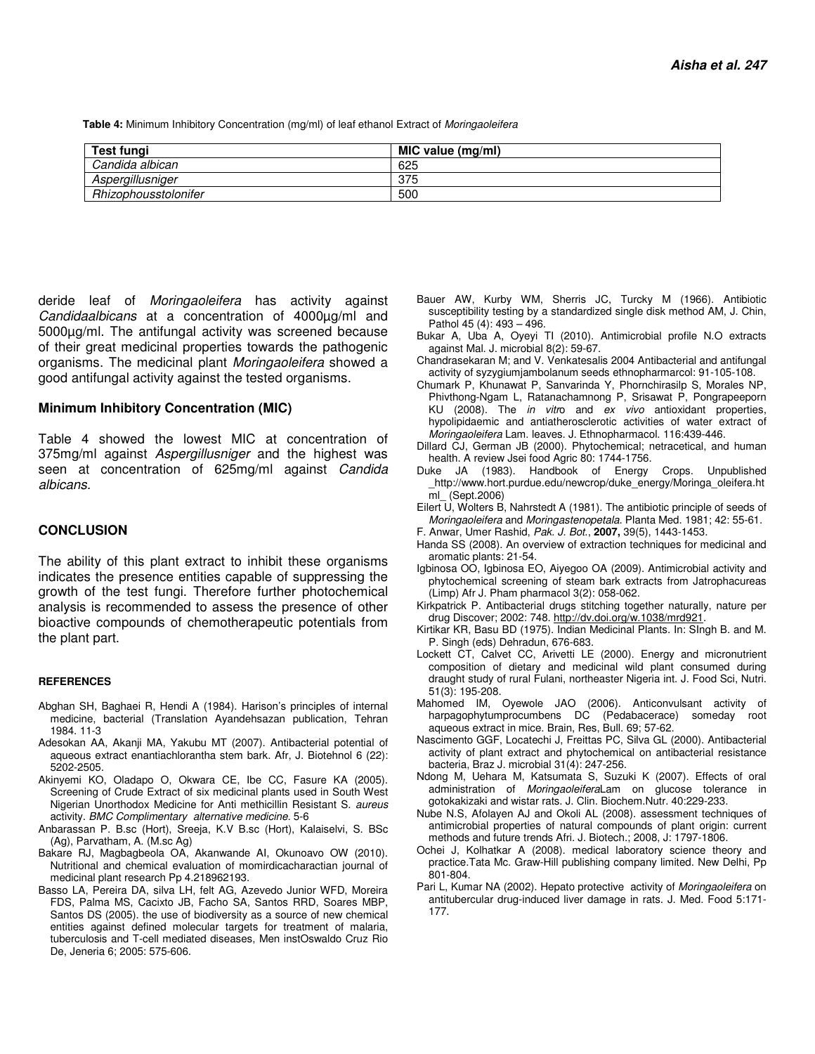**Table 4:** Minimum Inhibitory Concentration (mg/ml) of leaf ethanol Extract of *Moringaoleifera*

| Test fungi | MIC value (mg/ml) |
|---|---|
| *Candida albican* | 625 |
| *Aspergillusniger* | 375 |
| *Rhizophousstolonifer* | 500 |

deride leaf of *Moringaoleifera* has activity against *Candidaalbicans* at a concentration of 4000µg/ml and 5000µg/ml. The antifungal activity was screened because of their great medicinal properties towards the pathogenic organisms. The medicinal plant *Moringaoleifera* showed a good antifungal activity against the tested organisms.

### Minimum Inhibitory Concentration (MIC)

Table 4 showed the lowest MIC at concentration of 375mg/ml against *Aspergillusniger* and the highest was seen at concentration of 625mg/ml against *Candida albicans.*

## CONCLUSION

The ability of this plant extract to inhibit these organisms indicates the presence entities capable of suppressing the growth of the test fungi. Therefore further photochemical analysis is recommended to assess the presence of other bioactive compounds of chemotherapeutic potentials from the plant part.

## REFERENCES

Abghan SH, Baghaei R, Hendi A (1984). Harison's principles of internal medicine, bacterial (Translation Ayandehsazan publication, Tehran 1984. 11-3

Adesokan AA, Akanji MA, Yakubu MT (2007). Antibacterial potential of aqueous extract enantiachlorantha stem bark. Afr, J. Biotehnol 6 (22): 5202-2505.

Akinyemi KO, Oladapo O, Okwara CE, Ibe CC, Fasure KA (2005). Screening of Crude Extract of six medicinal plants used in South West Nigerian Unorthodox Medicine for Anti methicillin Resistant S. *aureus* activity. *BMC Complimentary alternative medicine*. 5-6

Anbarassan P. B.sc (Hort), Sreeja, K.V B.sc (Hort), Kalaiselvi, S. BSc (Ag), Parvatham, A. (M.sc Ag)

Bakare RJ, Magbagbeola OA, Akanwande AI, Okunoavo OW (2010). Nutritional and chemical evaluation of momirdicacharactian journal of medicinal plant research Pp 4.218962193.

Basso LA, Pereira DA, silva LH, felt AG, Azevedo Junior WFD, Moreira FDS, Palma MS, Cacixto JB, Facho SA, Santos RRD, Soares MBP, Santos DS (2005). the use of biodiversity as a source of new chemical entities against defined molecular targets for treatment of malaria, tuberculosis and T-cell mediated diseases, Men instOswaldo Cruz Rio De, Jeneria 6; 2005: 575-606.

Bauer AW, Kurby WM, Sherris JC, Turcky M (1966). Antibiotic susceptibility testing by a standardized single disk method AM, J. Chin, Pathol 45 (4): 493 – 496.

Bukar A, Uba A, Oyeyi TI (2010). Antimicrobial profile N.O extracts against Mal. J. microbial 8(2): 59-67.

Chandrasekaran M; and V. Venkatesalis 2004 Antibacterial and antifungal activity of syzygiumjambolanum seeds ethnopharmarcol: 91-105-108.

Chumark P, Khunawat P, Sanvarinda Y, Phornchirasilp S, Morales NP, Phivthong-Ngam L, Ratanachamnong P, Srisawat P, Pongrapeeporn KU (2008). The *in vitro* and *ex vivo* antioxidant properties, hypolipidaemic and antiatherosclerotic activities of water extract of *Moringaoleifera* Lam. leaves. J. Ethnopharmacol. 116:439-446.

Dillard CJ, German JB (2000). Phytochemical; netracetical, and human health. A review Jsei food Agric 80: 1744-1756.

Duke JA (1983). Handbook of Energy Crops. Unpublished _http://www.hort.purdue.edu/newcrop/duke_energy/Moringa_oleifera.html_ (Sept.2006)

Eilert U, Wolters B, Nahrstedt A (1981). The antibiotic principle of seeds of *Moringaoleifera* and *Moringastenopetala*. Planta Med. 1981; 42: 55-61.

F. Anwar, Umer Rashid, *Pak. J. Bot.*, **2007,** 39(5), 1443-1453.

Handa SS (2008). An overview of extraction techniques for medicinal and aromatic plants: 21-54.

Igbinosa OO, Igbinosa EO, Aiyegoo OA (2009). Antimicrobial activity and phytochemical screening of steam bark extracts from Jatrophacureas (Limp) Afr J. Pham pharmacol 3(2): 058-062.

Kirkpatrick P. Antibacterial drugs stitching together naturally, nature per drug Discover; 2002: 748. http://dv.doi.org/w.1038/mrd921.

Kirtikar KR, Basu BD (1975). Indian Medicinal Plants. In: SIngh B. and M. P. Singh (eds) Dehradun, 676-683.

Lockett CT, Calvet CC, Arivetti LE (2000). Energy and micronutrient composition of dietary and medicinal wild plant consumed during draught study of rural Fulani, northeaster Nigeria int. J. Food Sci, Nutri. 51(3): 195-208.

Mahomed IM, Oyewole JAO (2006). Anticonvulsant activity of harpagophytumprocumbens DC (Pedabacerace) someday root aqueous extract in mice. Brain, Res, Bull. 69; 57-62.

Nascimento GGF, Locatechi J, Freittas PC, Silva GL (2000). Antibacterial activity of plant extract and phytochemical on antibacterial resistance bacteria, Braz J. microbial 31(4): 247-256.

Ndong M, Uehara M, Katsumata S, Suzuki K (2007). Effects of oral administration of *Moringaoleifera*Lam on glucose tolerance in gotokakizaki and wistar rats. J. Clin. Biochem.Nutr. 40:229-233.

Nube N.S, Afolayen AJ and Okoli AL (2008). assessment techniques of antimicrobial properties of natural compounds of plant origin: current methods and future trends Afri. J. Biotech.; 2008, J: 1797-1806.

Ochei J, Kolhatkar A (2008). medical laboratory science theory and practice.Tata Mc. Graw-Hill publishing company limited. New Delhi, Pp 801-804.

Pari L, Kumar NA (2002). Hepato protective activity of *Moringaoleifera* on antitubercular drug-induced liver damage in rats. J. Med. Food 5:171-177.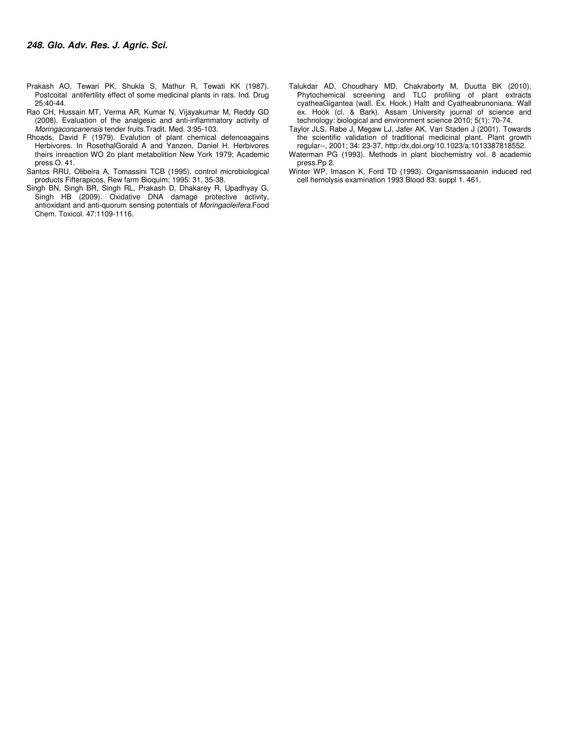Prakash AO, Tewari PK, Shukla S, Mathur R, Tewati KK (1987). Postcoital antifertility effect of some medicinal plants in rats. Ind. Drug 25:40-44.

Rao CH, Hussain MT, Verma AR, Kumar N, Vijayakumar M, Reddy GD (2008). Evaluation of the analgesic and anti-inflammatory activity of *Moringaconcanensis* tender fruits.Tradit. Med. 3:95-103.

Rhoads, David F (1979). Evalution of plant chemical defenceagains Herbivores. In RosethalGorald A and Yanzen, Daniel H. Herbivores theirs inreaction WO 2o plant metabolition New York 1979; Academic press O. 41.

Santos RRU, Olibeira A, Tomassini TCB (1995). control microbiological products Fifterapicos, Rew farm Bioquim; 1995: 31, 35-38.

Singh BN, Singh BR, Singh RL, Prakash D, Dhakarey R, Upadhyay G, Singh HB (2009). Oxidative DNA damage protective activity, antioxidant and anti-quorum sensing potentials of *Moringaoleifera*.Food Chem. Toxicol. 47:1109-1116.

Talukdar AD, Choudhary MD, Chakraborty M, Duutta BK (2010). Phytochemical screening and TLC profiling of plant extracts cyatheaGigantea (wall. Ex. Hook.) Haltt and Cyatheabrunoniana. Wall ex. Hook (cl. & Bark). Assam University journal of science and technology: biological and environment science 2010; 5(1): 70-74.

Taylor JLS, Rabe J, Megaw LJ, Jafer AK, Van Staden J (2001). Towards the scientific validation of traditional medicinal plant. Plant growth regular--, 2001; 34: 23-37, http:/dx,doi.org/10.1023/a:1013387818552.

Waterman PG (1993). Methods in plant biochemistry vol. 8 academic press.Pp 2.

Winter WP, Imason K, Ford TD (1993). Organismssaoanin induced red cell hemolysis examination 1993 Blood 83: suppl 1. 461.